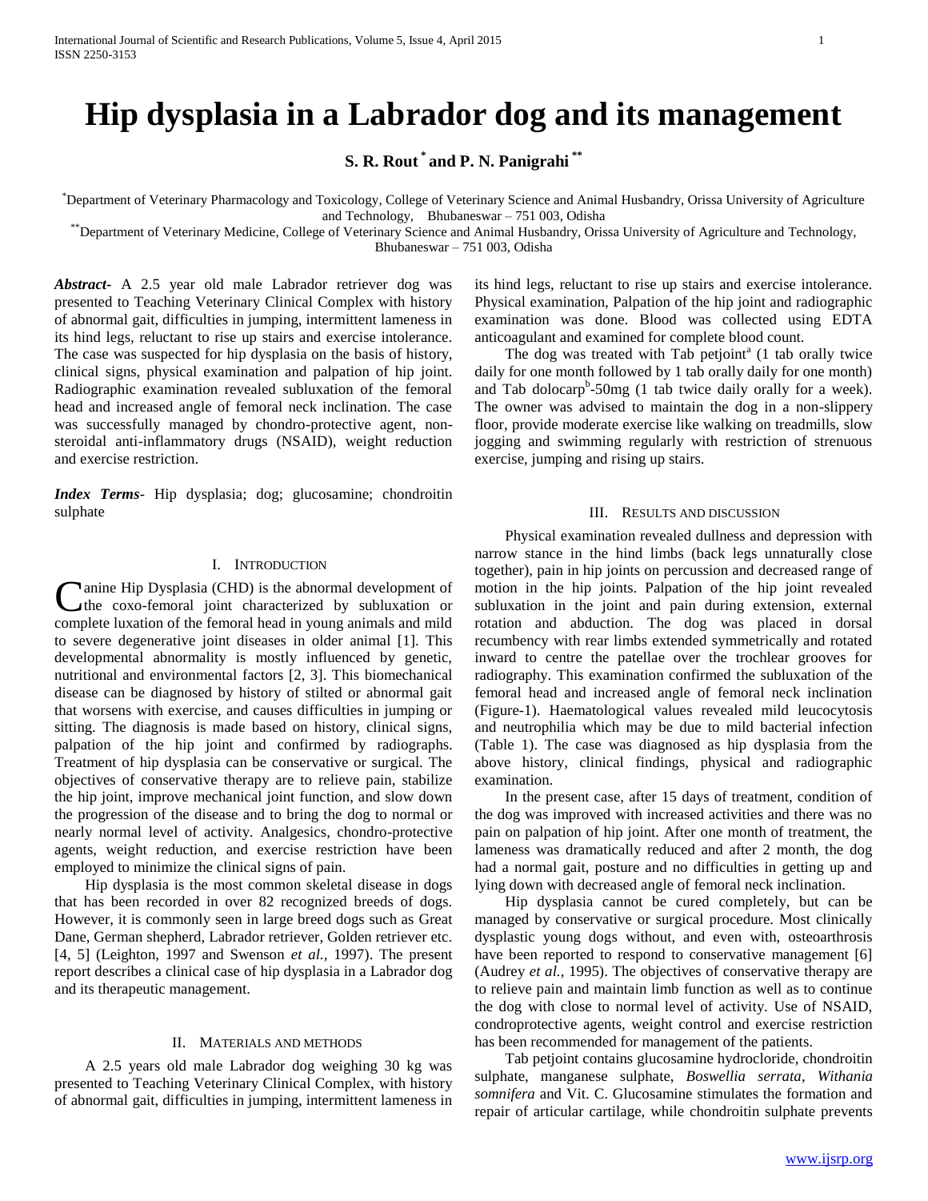# Hip dysplasia in a Labrador dog and its management

**S. R. Rout [*] and P. N. Panigrahi [**]**

[*]Department of Veterinary Pharmacology and Toxicology, College of Veterinary Science and Animal Husbandry, Orissa University of Agriculture and Technology, Bhubaneswar – 751 003, Odisha

[**]Department of Veterinary Medicine, College of Veterinary Science and Animal Husbandry, Orissa University of Agriculture and Technology, Bhubaneswar – 751 003, Odisha

***Abstract***- A 2.5 year old male Labrador retriever dog was presented to Teaching Veterinary Clinical Complex with history of abnormal gait, difficulties in jumping, intermittent lameness in its hind legs, reluctant to rise up stairs and exercise intolerance. The case was suspected for hip dysplasia on the basis of history, clinical signs, physical examination and palpation of hip joint. Radiographic examination revealed subluxation of the femoral head and increased angle of femoral neck inclination. The case was successfully managed by chondro-protective agent, non-steroidal anti-inflammatory drugs (NSAID), weight reduction and exercise restriction.

***Index Terms***- Hip dysplasia; dog; glucosamine; chondroitin sulphate

## I. Introduction

Canine Hip Dysplasia (CHD) is the abnormal development of the coxo-femoral joint characterized by subluxation or complete luxation of the femoral head in young animals and mild to severe degenerative joint diseases in older animal [1]. This developmental abnormality is mostly influenced by genetic, nutritional and environmental factors [2, 3]. This biomechanical disease can be diagnosed by history of stilted or abnormal gait that worsens with exercise, and causes difficulties in jumping or sitting. The diagnosis is made based on history, clinical signs, palpation of the hip joint and confirmed by radiographs. Treatment of hip dysplasia can be conservative or surgical. The objectives of conservative therapy are to relieve pain, stabilize the hip joint, improve mechanical joint function, and slow down the progression of the disease and to bring the dog to normal or nearly normal level of activity. Analgesics, chondro-protective agents, weight reduction, and exercise restriction have been employed to minimize the clinical signs of pain.

Hip dysplasia is the most common skeletal disease in dogs that has been recorded in over 82 recognized breeds of dogs. However, it is commonly seen in large breed dogs such as Great Dane, German shepherd, Labrador retriever, Golden retriever etc. [4, 5] (Leighton, 1997 and Swenson *et al.*, 1997). The present report describes a clinical case of hip dysplasia in a Labrador dog and its therapeutic management.

## II. Materials and Methods

A 2.5 years old male Labrador dog weighing 30 kg was presented to Teaching Veterinary Clinical Complex, with history of abnormal gait, difficulties in jumping, intermittent lameness in its hind legs, reluctant to rise up stairs and exercise intolerance. Physical examination, Palpation of the hip joint and radiographic examination was done. Blood was collected using EDTA anticoagulant and examined for complete blood count.

The dog was treated with Tab petjoint[a] (1 tab orally twice daily for one month followed by 1 tab orally daily for one month) and Tab dolocarp[b]-50mg (1 tab twice daily orally for a week). The owner was advised to maintain the dog in a non-slippery floor, provide moderate exercise like walking on treadmills, slow jogging and swimming regularly with restriction of strenuous exercise, jumping and rising up stairs.

## III. Results and Discussion

Physical examination revealed dullness and depression with narrow stance in the hind limbs (back legs unnaturally close together), pain in hip joints on percussion and decreased range of motion in the hip joints. Palpation of the hip joint revealed subluxation in the joint and pain during extension, external rotation and abduction. The dog was placed in dorsal recumbency with rear limbs extended symmetrically and rotated inward to centre the patellae over the trochlear grooves for radiography. This examination confirmed the subluxation of the femoral head and increased angle of femoral neck inclination (Figure-1). Haematological values revealed mild leucocytosis and neutrophilia which may be due to mild bacterial infection (Table 1). The case was diagnosed as hip dysplasia from the above history, clinical findings, physical and radiographic examination.

In the present case, after 15 days of treatment, condition of the dog was improved with increased activities and there was no pain on palpation of hip joint. After one month of treatment, the lameness was dramatically reduced and after 2 month, the dog had a normal gait, posture and no difficulties in getting up and lying down with decreased angle of femoral neck inclination.

Hip dysplasia cannot be cured completely, but can be managed by conservative or surgical procedure. Most clinically dysplastic young dogs without, and even with, osteoarthrosis have been reported to respond to conservative management [6] (Audrey *et al.*, 1995). The objectives of conservative therapy are to relieve pain and maintain limb function as well as to continue the dog with close to normal level of activity. Use of NSAID, condroprotective agents, weight control and exercise restriction has been recommended for management of the patients.

Tab petjoint contains glucosamine hydrocloride, chondroitin sulphate, manganese sulphate, *Boswellia serrata*, *Withania somnifera* and Vit. C. Glucosamine stimulates the formation and repair of articular cartilage, while chondroitin sulphate prevents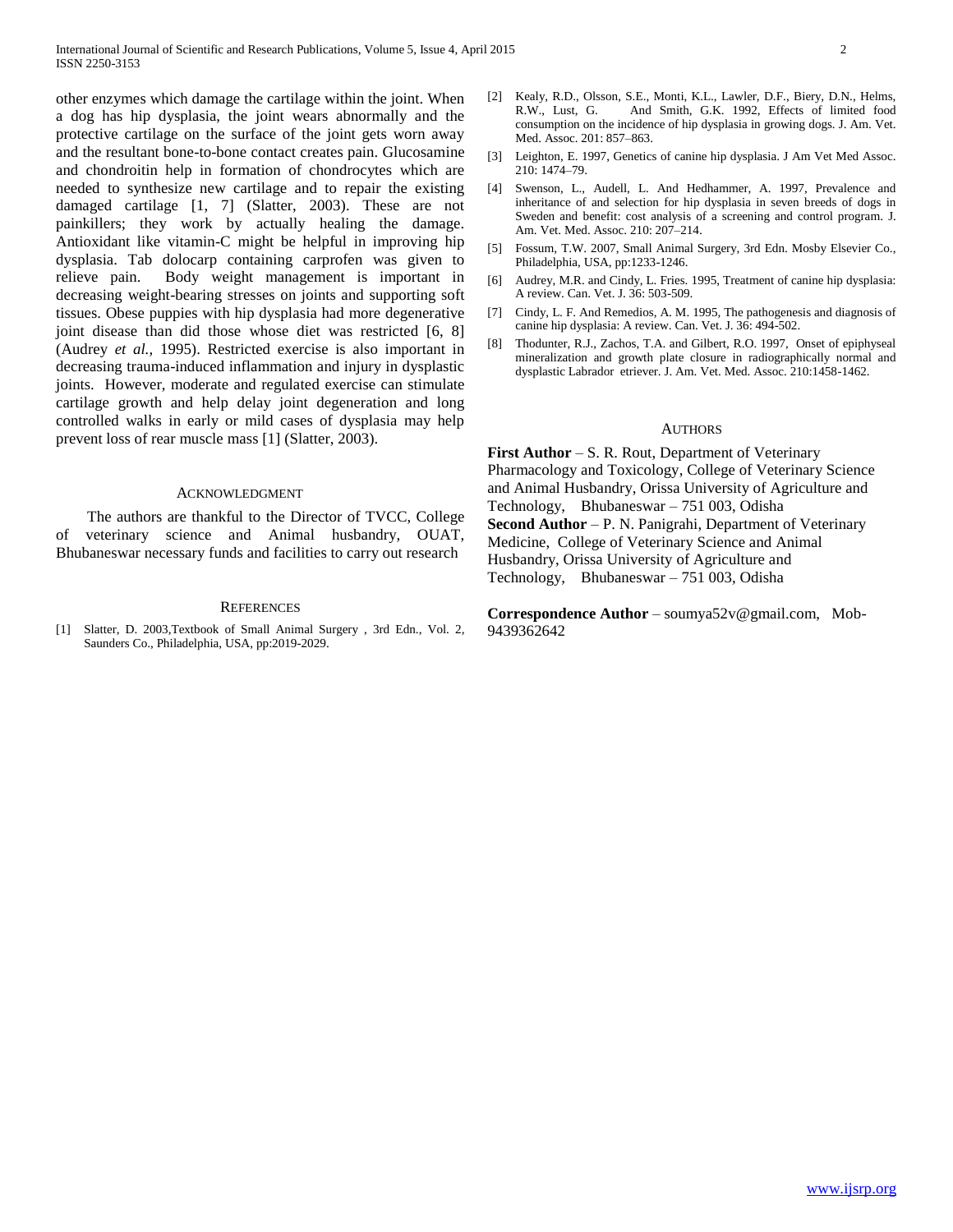other enzymes which damage the cartilage within the joint. When a dog has hip dysplasia, the joint wears abnormally and the protective cartilage on the surface of the joint gets worn away and the resultant bone-to-bone contact creates pain. Glucosamine and chondroitin help in formation of chondrocytes which are needed to synthesize new cartilage and to repair the existing damaged cartilage [1, 7] (Slatter, 2003). These are not painkillers; they work by actually healing the damage. Antioxidant like vitamin-C might be helpful in improving hip dysplasia. Tab dolocarp containing carprofen was given to relieve pain. Body weight management is important in decreasing weight-bearing stresses on joints and supporting soft tissues. Obese puppies with hip dysplasia had more degenerative joint disease than did those whose diet was restricted [6, 8] (Audrey *et al.*, 1995). Restricted exercise is also important in decreasing trauma-induced inflammation and injury in dysplastic joints. However, moderate and regulated exercise can stimulate cartilage growth and help delay joint degeneration and long controlled walks in early or mild cases of dysplasia may help prevent loss of rear muscle mass [1] (Slatter, 2003).

## Acknowledgment

The authors are thankful to the Director of TVCC, College of veterinary science and Animal husbandry, OUAT, Bhubaneswar necessary funds and facilities to carry out research

## References

[1] Slatter, D. 2003,Textbook of Small Animal Surgery , 3rd Edn., Vol. 2, Saunders Co., Philadelphia, USA, pp:2019-2029.

[2] Kealy, R.D., Olsson, S.E., Monti, K.L., Lawler, D.F., Biery, D.N., Helms, R.W., Lust, G. And Smith, G.K. 1992, Effects of limited food consumption on the incidence of hip dysplasia in growing dogs. J. Am. Vet. Med. Assoc. 201: 857–863.

[3] Leighton, E. 1997, Genetics of canine hip dysplasia. J Am Vet Med Assoc. 210: 1474–79.

[4] Swenson, L., Audell, L. And Hedhammer, A. 1997, Prevalence and inheritance of and selection for hip dysplasia in seven breeds of dogs in Sweden and benefit: cost analysis of a screening and control program. J. Am. Vet. Med. Assoc. 210: 207–214.

[5] Fossum, T.W. 2007, Small Animal Surgery, 3rd Edn. Mosby Elsevier Co., Philadelphia, USA, pp:1233-1246.

[6] Audrey, M.R. and Cindy, L. Fries. 1995, Treatment of canine hip dysplasia: A review. Can. Vet. J. 36: 503-509.

[7] Cindy, L. F. And Remedios, A. M. 1995, The pathogenesis and diagnosis of canine hip dysplasia: A review. Can. Vet. J. 36: 494-502.

[8] Thodunter, R.J., Zachos, T.A. and Gilbert, R.O. 1997, Onset of epiphyseal mineralization and growth plate closure in radiographically normal and dysplastic Labrador etriever. J. Am. Vet. Med. Assoc. 210:1458-1462.

## Authors

**First Author** – S. R. Rout, Department of Veterinary Pharmacology and Toxicology, College of Veterinary Science and Animal Husbandry, Orissa University of Agriculture and Technology, Bhubaneswar – 751 003, Odisha

**Second Author** – P. N. Panigrahi, Department of Veterinary Medicine, College of Veterinary Science and Animal Husbandry, Orissa University of Agriculture and Technology, Bhubaneswar – 751 003, Odisha

**Correspondence Author** – soumya52v@gmail.com, Mob-9439362642